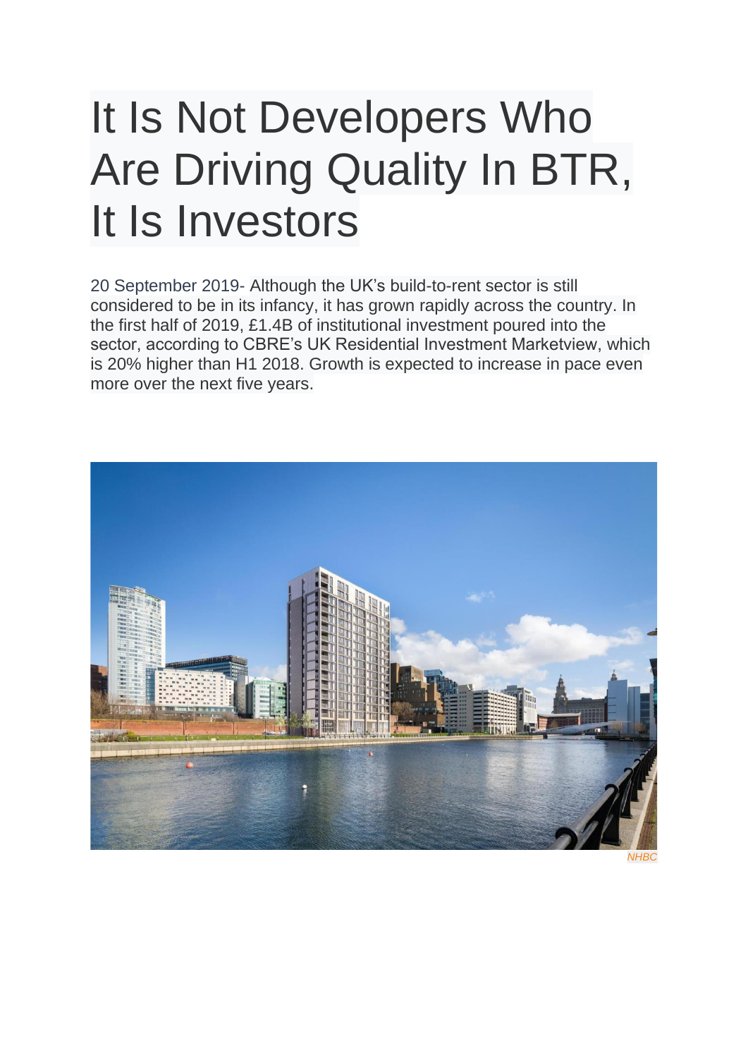# It Is Not Developers Who Are Driving Quality In BTR, It Is Investors

20 September 2019- Although the UK's build-to-rent sector is still considered to be in its infancy, it has grown rapidly across the country. In the first half of 2019, £1.4B of institutional investment poured into the sector, according to CBRE's UK Residential Investment Marketview, which is 20% higher than H1 2018. Growth is expected to increase in pace even more over the next five years.

NHBC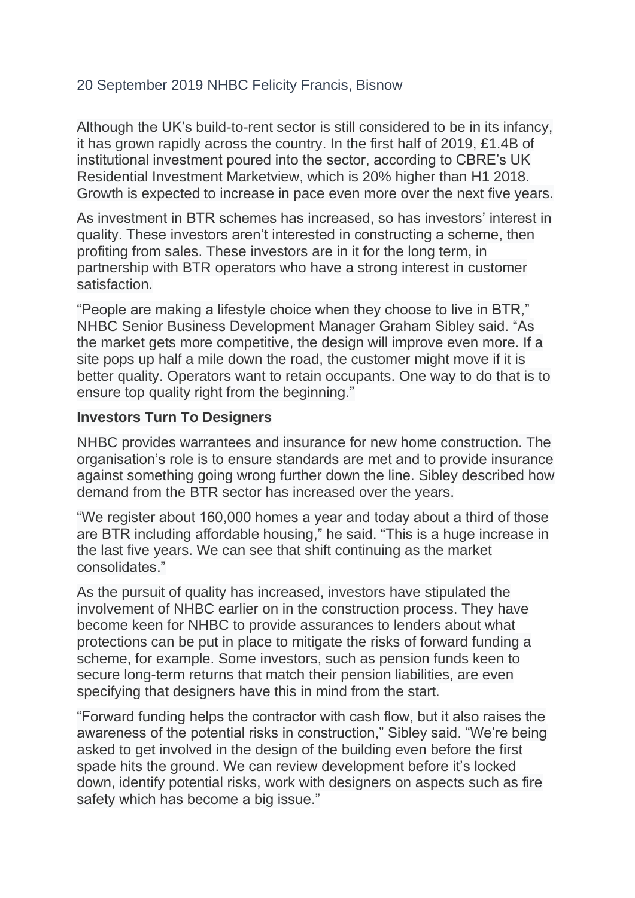20 September 2019 NHBC Felicity Francis, Bisnow

Although the UK's build-to-rent sector is still considered to be in its infancy, it has grown rapidly across the country. In the first half of 2019, £1.4B of institutional investment poured into the sector, according to CBRE's UK Residential Investment Marketview, which is 20% higher than H1 2018. Growth is expected to increase in pace even more over the next five years.

As investment in BTR schemes has increased, so has investors' interest in quality. These investors aren't interested in constructing a scheme, then profiting from sales. These investors are in it for the long term, in partnership with BTR operators who have a strong interest in customer satisfaction.

"People are making a lifestyle choice when they choose to live in BTR," NHBC Senior Business Development Manager Graham Sibley said. "As the market gets more competitive, the design will improve even more. If a site pops up half a mile down the road, the customer might move if it is better quality. Operators want to retain occupants. One way to do that is to ensure top quality right from the beginning."

**Investors Turn To Designers**

NHBC provides warrantees and insurance for new home construction. The organisation's role is to ensure standards are met and to provide insurance against something going wrong further down the line. Sibley described how demand from the BTR sector has increased over the years.

"We register about 160,000 homes a year and today about a third of those are BTR including affordable housing," he said. "This is a huge increase in the last five years. We can see that shift continuing as the market consolidates."

As the pursuit of quality has increased, investors have stipulated the involvement of NHBC earlier on in the construction process. They have become keen for NHBC to provide assurances to lenders about what protections can be put in place to mitigate the risks of forward funding a scheme, for example. Some investors, such as pension funds keen to secure long-term returns that match their pension liabilities, are even specifying that designers have this in mind from the start.

"Forward funding helps the contractor with cash flow, but it also raises the awareness of the potential risks in construction," Sibley said. "We're being asked to get involved in the design of the building even before the first spade hits the ground. We can review development before it's locked down, identify potential risks, work with designers on aspects such as fire safety which has become a big issue."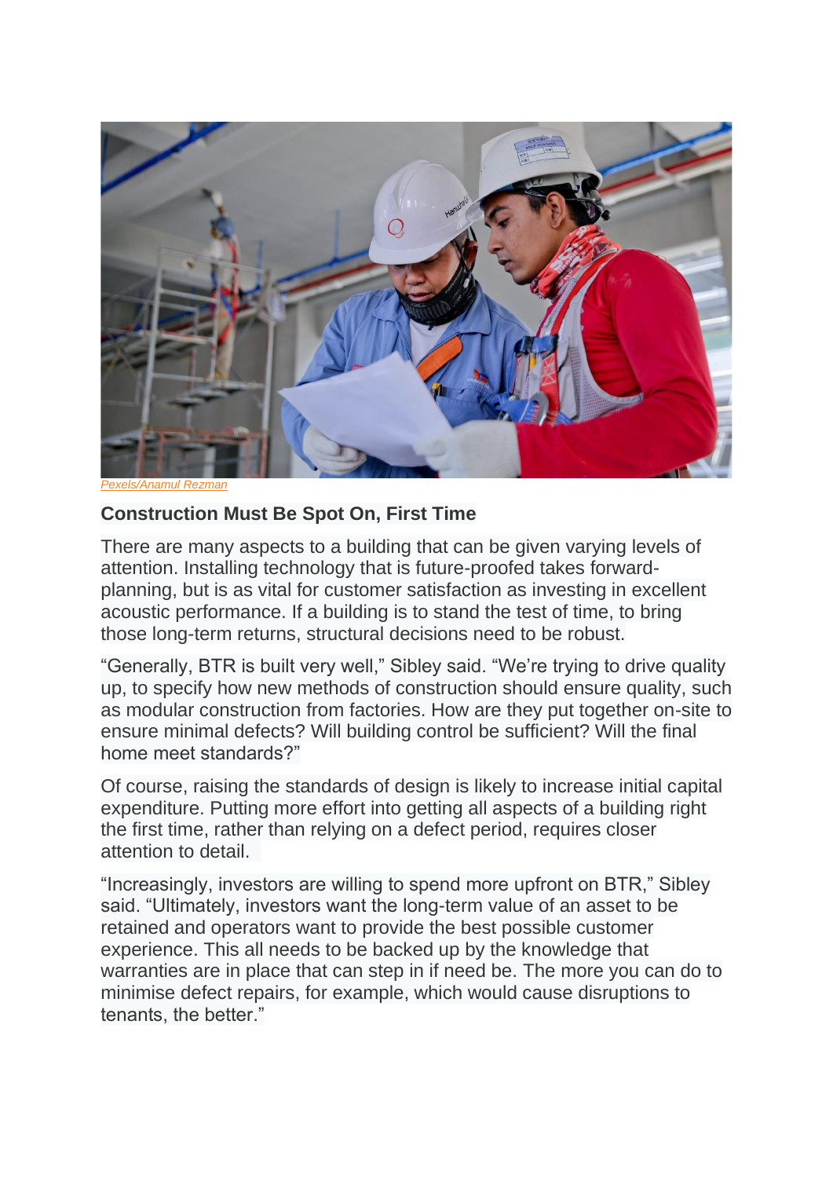Pexels/Anamul Rezman

### Construction Must Be Spot On, First Time

There are many aspects to a building that can be given varying levels of attention. Installing technology that is future-proofed takes forward-planning, but is as vital for customer satisfaction as investing in excellent acoustic performance. If a building is to stand the test of time, to bring those long-term returns, structural decisions need to be robust.

"Generally, BTR is built very well," Sibley said. "We're trying to drive quality up, to specify how new methods of construction should ensure quality, such as modular construction from factories. How are they put together on-site to ensure minimal defects? Will building control be sufficient? Will the final home meet standards?"

Of course, raising the standards of design is likely to increase initial capital expenditure. Putting more effort into getting all aspects of a building right the first time, rather than relying on a defect period, requires closer attention to detail.

"Increasingly, investors are willing to spend more upfront on BTR," Sibley said. "Ultimately, investors want the long-term value of an asset to be retained and operators want to provide the best possible customer experience. This all needs to be backed up by the knowledge that warranties are in place that can step in if need be. The more you can do to minimise defect repairs, for example, which would cause disruptions to tenants, the better."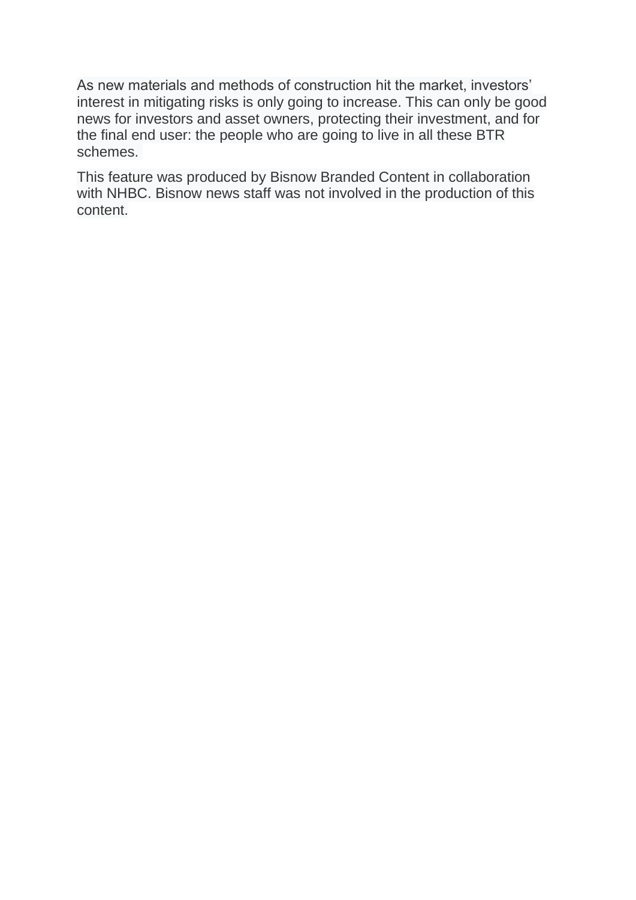As new materials and methods of construction hit the market, investors' interest in mitigating risks is only going to increase. This can only be good news for investors and asset owners, protecting their investment, and for the final end user: the people who are going to live in all these BTR schemes.

This feature was produced by Bisnow Branded Content in collaboration with NHBC. Bisnow news staff was not involved in the production of this content.